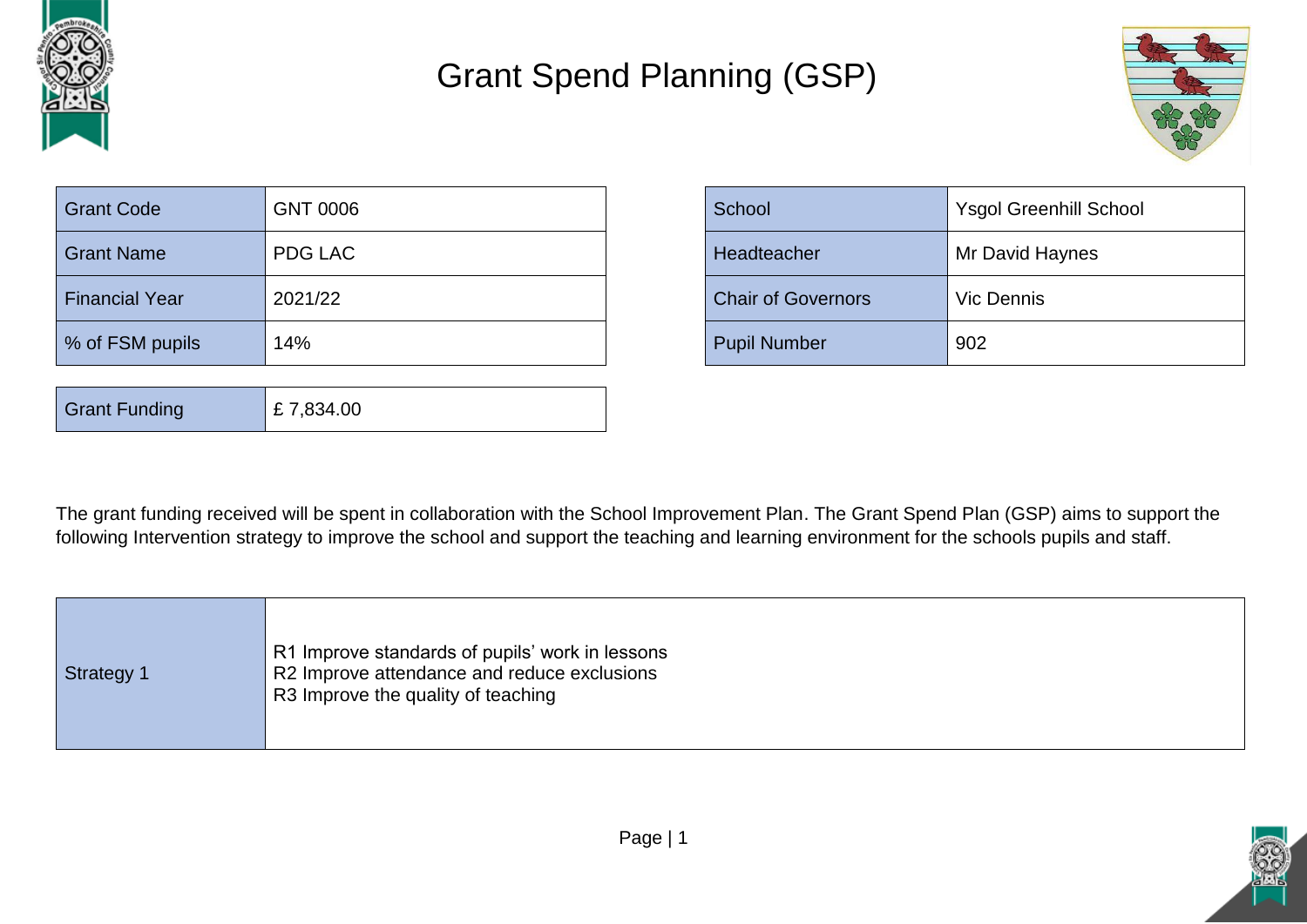# Grant Spend Planning (GSP)

| Grant Code | GNT 0006 |
|---|---|
| Grant Name | PDG LAC |
| Financial Year | 2021/22 |
| % of FSM pupils | 14% |

| School | Ysgol Greenhill School |
|---|---|
| Headteacher | Mr David Haynes |
| Chair of Governors | Vic Dennis |
| Pupil Number | 902 |

| Grant Funding | £ 7,834.00 |
|---|---|

The grant funding received will be spent in collaboration with the School Improvement Plan. The Grant Spend Plan (GSP) aims to support the following Intervention strategy to improve the school and support the teaching and learning environment for the schools pupils and staff.

| Strategy 1 | R1 Improve standards of pupils' work in lessons<br>R2 Improve attendance and reduce exclusions<br>R3 Improve the quality of teaching |
|---|---|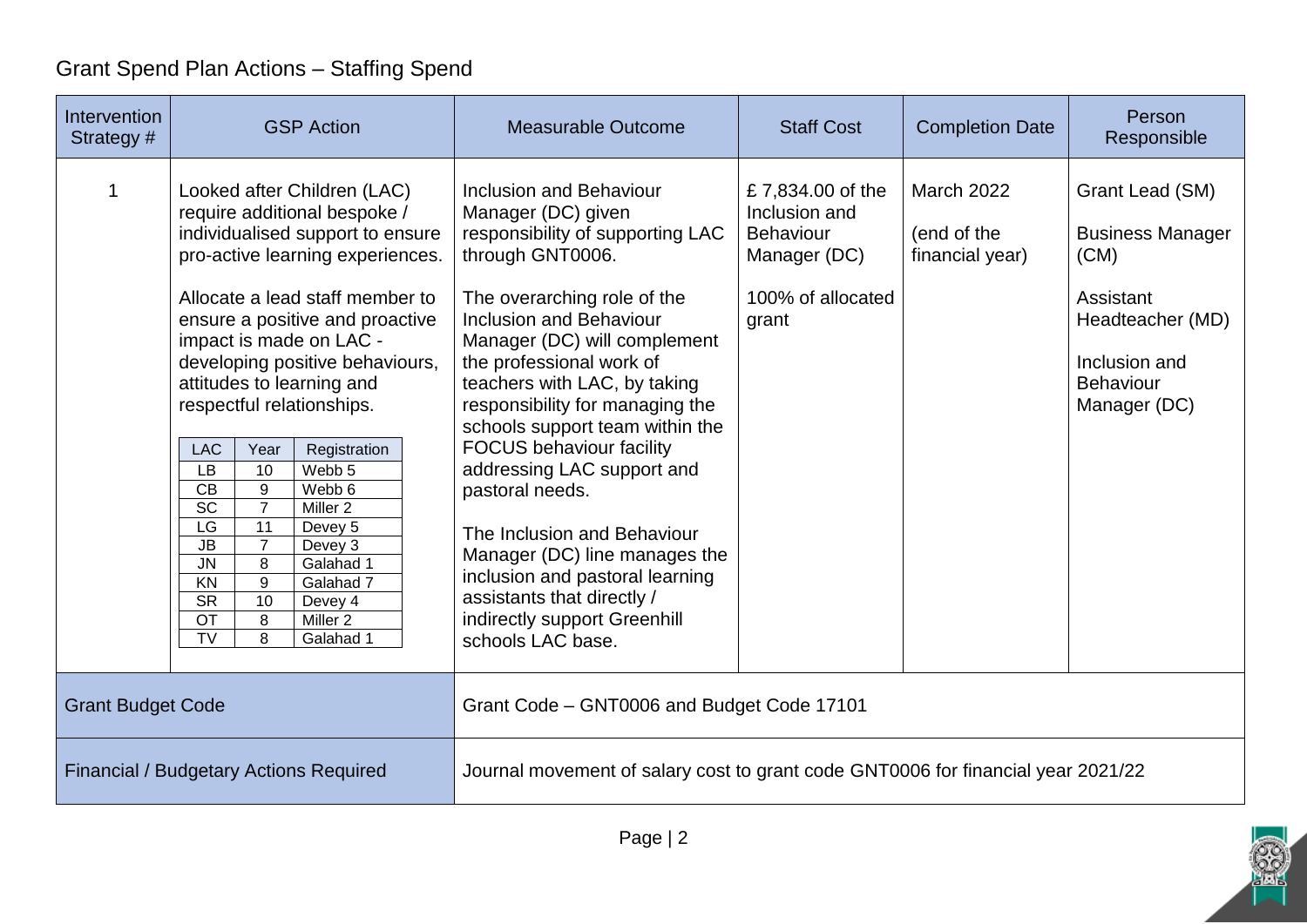# Grant Spend Plan Actions – Staffing Spend

| Intervention Strategy # | GSP Action | Measurable Outcome | Staff Cost | Completion Date | Person Responsible |
|---|---|---|---|---|---|
| 1 | Looked after Children (LAC) require additional bespoke / individualised support to ensure pro-active learning experiences.<br><br>Allocate a lead staff member to ensure a positive and proactive impact is made on LAC - developing positive behaviours, attitudes to learning and respectful relationships. | Inclusion and Behaviour Manager (DC) given responsibility of supporting LAC through GNT0006.<br><br>The overarching role of the Inclusion and Behaviour Manager (DC) will complement the professional work of teachers with LAC, by taking responsibility for managing the schools support team within the FOCUS behaviour facility addressing LAC support and pastoral needs.<br><br>The Inclusion and Behaviour Manager (DC) line manages the inclusion and pastoral learning assistants that directly / indirectly support Greenhill schools LAC base. | £ 7,834.00 of the Inclusion and Behaviour Manager (DC)<br><br>100% of allocated grant | March 2022<br><br>(end of the financial year) | Grant Lead (SM)<br><br>Business Manager (CM)<br><br>Assistant Headteacher (MD)<br><br>Inclusion and Behaviour Manager (DC) |

| LAC | Year | Registration |
|---|---|---|
| LB | 10 | Webb 5 |
| CB | 9 | Webb 6 |
| SC | 7 | Miller 2 |
| LG | 11 | Devey 5 |
| JB | 7 | Devey 3 |
| JN | 8 | Galahad 1 |
| KN | 9 | Galahad 7 |
| SR | 10 | Devey 4 |
| OT | 8 | Miller 2 |
| TV | 8 | Galahad 1 |

| Grant Budget Code | Grant Code – GNT0006 and Budget Code 17101 |
|---|---|
| Financial / Budgetary Actions Required | Journal movement of salary cost to grant code GNT0006 for financial year 2021/22 |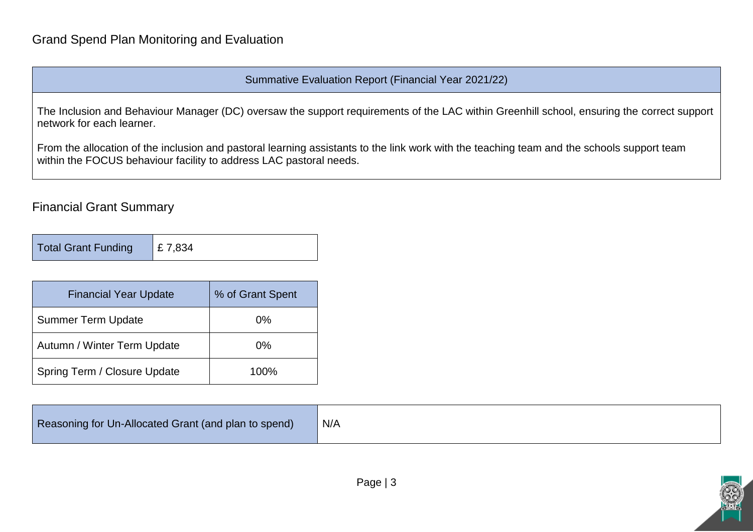## Grand Spend Plan Monitoring and Evaluation

| Summative Evaluation Report (Financial Year 2021/22) |
|---|
| The Inclusion and Behaviour Manager (DC) oversaw the support requirements of the LAC within Greenhill school, ensuring the correct support network for each learner.<br><br>From the allocation of the inclusion and pastoral learning assistants to the link work with the teaching team and the schools support team within the FOCUS behaviour facility to address LAC pastoral needs. |

## Financial Grant Summary

| | |
|---|---|
| Total Grant Funding | £ 7,834 |

| Financial Year Update | % of Grant Spent |
|---|---|
| Summer Term Update | 0% |
| Autumn / Winter Term Update | 0% |
| Spring Term / Closure Update | 100% |

| | |
|---|---|
| Reasoning for Un-Allocated Grant (and plan to spend) | N/A |